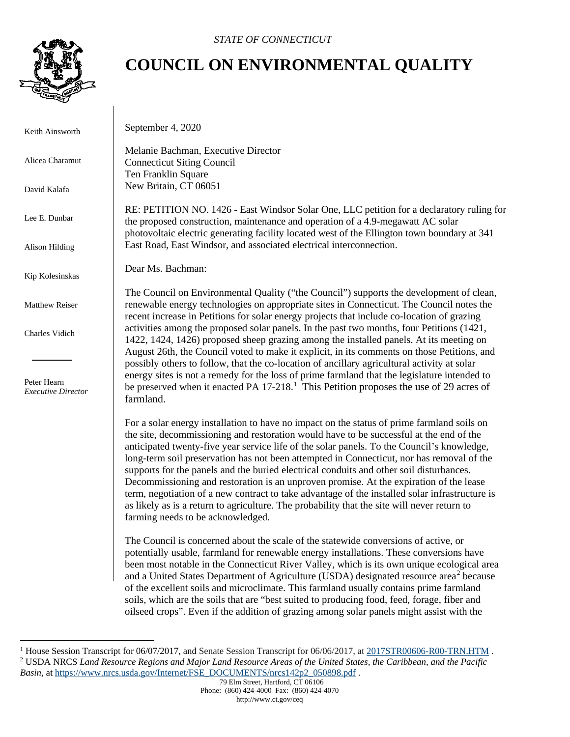*STATE OF CONNECTICUT*

# COUNCIL ON ENVIRONMENTAL QUALITY

Keith Ainsworth

Alicea Charamut

David Kalafa

Lee E. Dunbar

Alison Hilding

Kip Kolesinskas

Matthew Reiser

Charles Vidich

Peter Hearn
*Executive Director*

September 4, 2020

Melanie Bachman, Executive Director
Connecticut Siting Council
Ten Franklin Square
New Britain, CT 06051

RE: PETITION NO. 1426 - East Windsor Solar One, LLC petition for a declaratory ruling for the proposed construction, maintenance and operation of a 4.9-megawatt AC solar photovoltaic electric generating facility located west of the Ellington town boundary at 341 East Road, East Windsor, and associated electrical interconnection.

Dear Ms. Bachman:

The Council on Environmental Quality ("the Council") supports the development of clean, renewable energy technologies on appropriate sites in Connecticut. The Council notes the recent increase in Petitions for solar energy projects that include co-location of grazing activities among the proposed solar panels. In the past two months, four Petitions (1421, 1422, 1424, 1426) proposed sheep grazing among the installed panels. At its meeting on August 26th, the Council voted to make it explicit, in its comments on those Petitions, and possibly others to follow, that the co-location of ancillary agricultural activity at solar energy sites is not a remedy for the loss of prime farmland that the legislature intended to be preserved when it enacted PA 17-218.[1] This Petition proposes the use of 29 acres of farmland.

For a solar energy installation to have no impact on the status of prime farmland soils on the site, decommissioning and restoration would have to be successful at the end of the anticipated twenty-five year service life of the solar panels. To the Council's knowledge, long-term soil preservation has not been attempted in Connecticut, nor has removal of the supports for the panels and the buried electrical conduits and other soil disturbances. Decommissioning and restoration is an unproven promise. At the expiration of the lease term, negotiation of a new contract to take advantage of the installed solar infrastructure is as likely as is a return to agriculture. The probability that the site will never return to farming needs to be acknowledged.

The Council is concerned about the scale of the statewide conversions of active, or potentially usable, farmland for renewable energy installations. These conversions have been most notable in the Connecticut River Valley, which is its own unique ecological area and a United States Department of Agriculture (USDA) designated resource area[2] because of the excellent soils and microclimate. This farmland usually contains prime farmland soils, which are the soils that are "best suited to producing food, feed, forage, fiber and oilseed crops". Even if the addition of grazing among solar panels might assist with the

---

[1] House Session Transcript for 06/07/2017, and Senate Session Transcript for 06/06/2017, at [2017STR00606-R00-TRN.HTM](2017STR00606-R00-TRN.HTM) .

[2] USDA NRCS *Land Resource Regions and Major Land Resource Areas of the United States, the Caribbean, and the Pacific Basin*, at [https://www.nrcs.usda.gov/Internet/FSE_DOCUMENTS/nrcs142p2_050898.pdf](https://www.nrcs.usda.gov/Internet/FSE_DOCUMENTS/nrcs142p2_050898.pdf) .

79 Elm Street, Hartford, CT 06106
Phone: (860) 424-4000 Fax: (860) 424-4070
http://www.ct.gov/ceq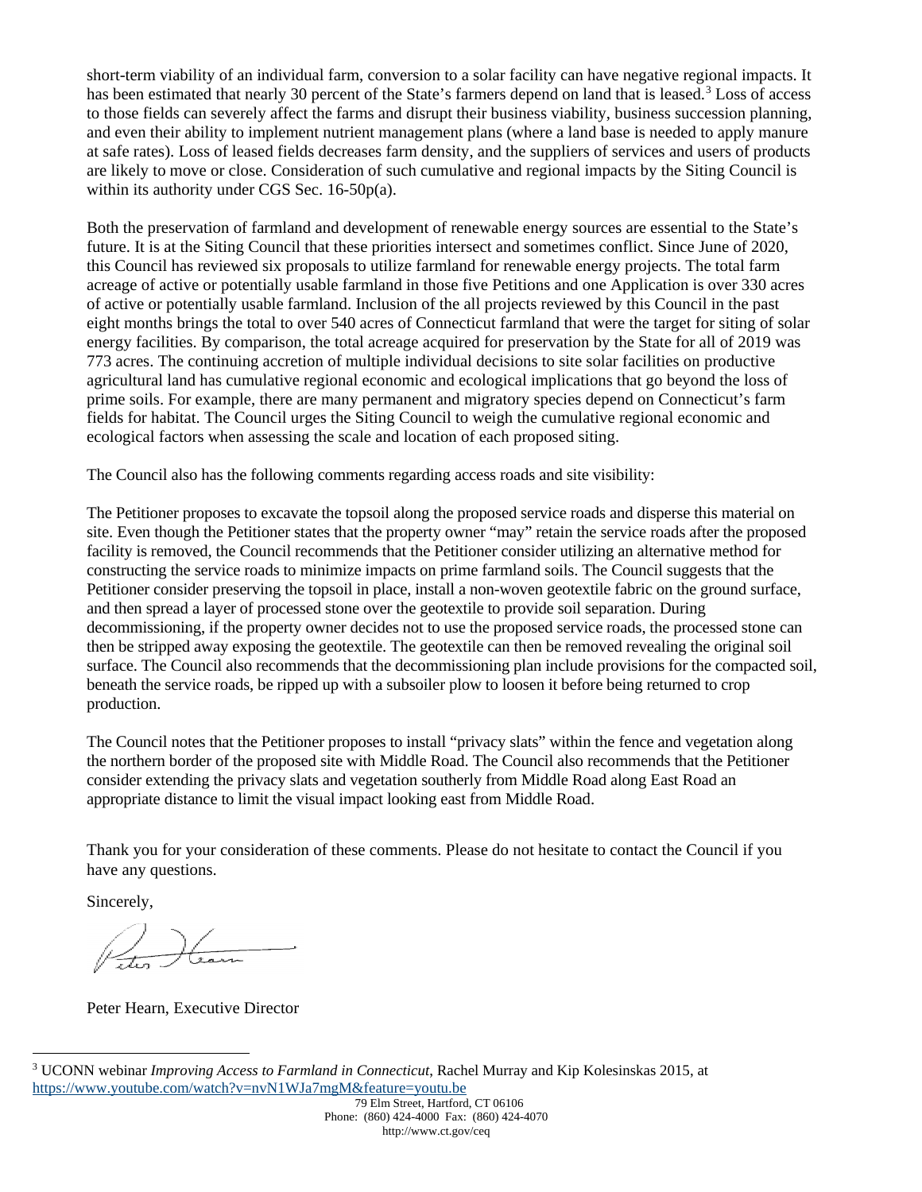short-term viability of an individual farm, conversion to a solar facility can have negative regional impacts. It has been estimated that nearly 30 percent of the State's farmers depend on land that is leased.[3] Loss of access to those fields can severely affect the farms and disrupt their business viability, business succession planning, and even their ability to implement nutrient management plans (where a land base is needed to apply manure at safe rates). Loss of leased fields decreases farm density, and the suppliers of services and users of products are likely to move or close. Consideration of such cumulative and regional impacts by the Siting Council is within its authority under CGS Sec. 16-50p(a).

Both the preservation of farmland and development of renewable energy sources are essential to the State's future. It is at the Siting Council that these priorities intersect and sometimes conflict. Since June of 2020, this Council has reviewed six proposals to utilize farmland for renewable energy projects. The total farm acreage of active or potentially usable farmland in those five Petitions and one Application is over 330 acres of active or potentially usable farmland. Inclusion of the all projects reviewed by this Council in the past eight months brings the total to over 540 acres of Connecticut farmland that were the target for siting of solar energy facilities. By comparison, the total acreage acquired for preservation by the State for all of 2019 was 773 acres. The continuing accretion of multiple individual decisions to site solar facilities on productive agricultural land has cumulative regional economic and ecological implications that go beyond the loss of prime soils. For example, there are many permanent and migratory species depend on Connecticut's farm fields for habitat. The Council urges the Siting Council to weigh the cumulative regional economic and ecological factors when assessing the scale and location of each proposed siting.

The Council also has the following comments regarding access roads and site visibility:

The Petitioner proposes to excavate the topsoil along the proposed service roads and disperse this material on site. Even though the Petitioner states that the property owner "may" retain the service roads after the proposed facility is removed, the Council recommends that the Petitioner consider utilizing an alternative method for constructing the service roads to minimize impacts on prime farmland soils. The Council suggests that the Petitioner consider preserving the topsoil in place, install a non-woven geotextile fabric on the ground surface, and then spread a layer of processed stone over the geotextile to provide soil separation. During decommissioning, if the property owner decides not to use the proposed service roads, the processed stone can then be stripped away exposing the geotextile. The geotextile can then be removed revealing the original soil surface. The Council also recommends that the decommissioning plan include provisions for the compacted soil, beneath the service roads, be ripped up with a subsoiler plow to loosen it before being returned to crop production.

The Council notes that the Petitioner proposes to install "privacy slats" within the fence and vegetation along the northern border of the proposed site with Middle Road. The Council also recommends that the Petitioner consider extending the privacy slats and vegetation southerly from Middle Road along East Road an appropriate distance to limit the visual impact looking east from Middle Road.

Thank you for your consideration of these comments. Please do not hesitate to contact the Council if you have any questions.

Sincerely,

Peter Hearn, Executive Director

---

[3] UCONN webinar *Improving Access to Farmland in Connecticut*, Rachel Murray and Kip Kolesinskas 2015, at https://www.youtube.com/watch?v=nvN1WJa7mgM&feature=youtu.be

79 Elm Street, Hartford, CT 06106
Phone: (860) 424-4000 Fax: (860) 424-4070
http://www.ct.gov/ceq